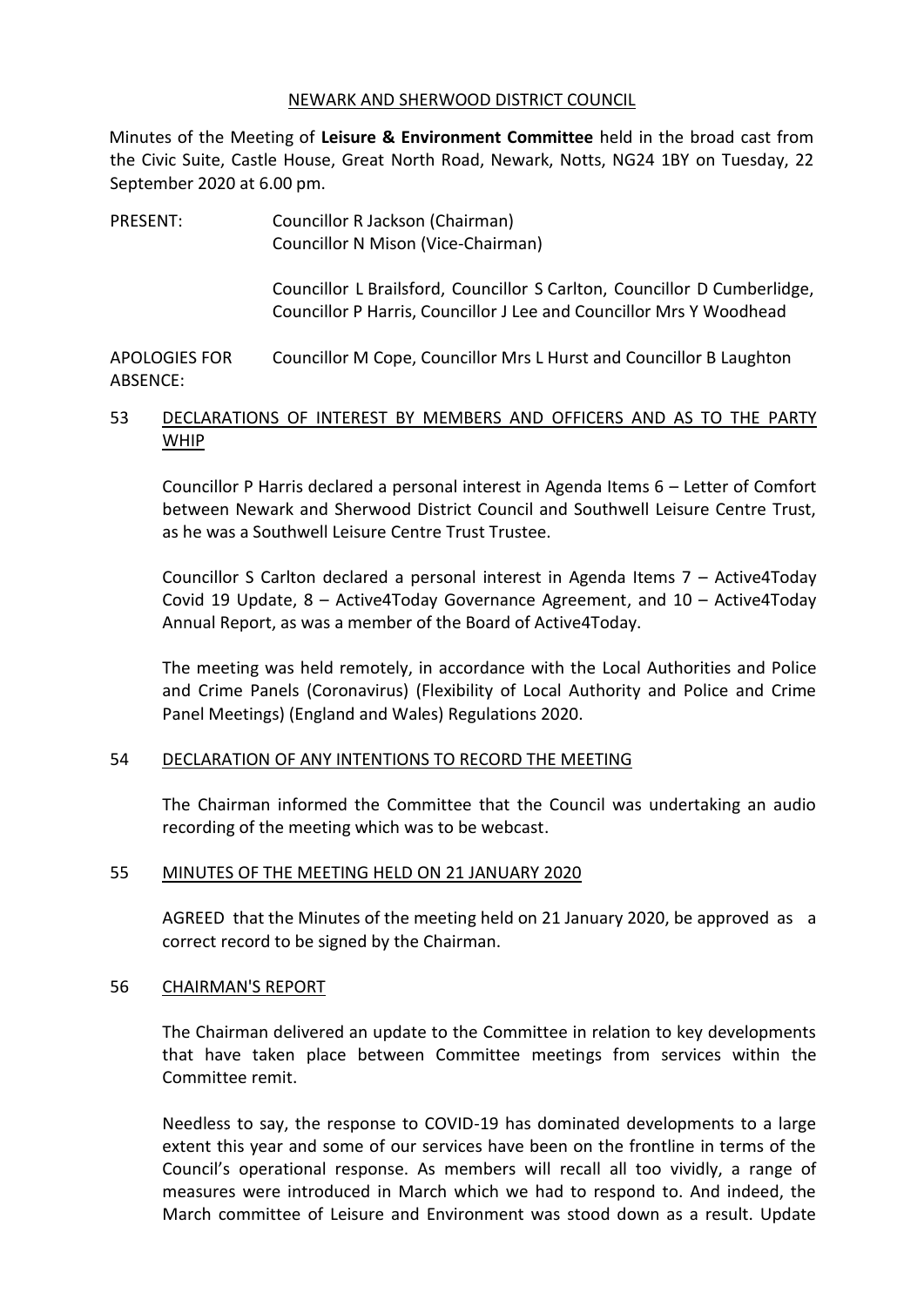NEWARK AND SHERWOOD DISTRICT COUNCIL

Minutes of the Meeting of **Leisure & Environment Committee** held in the broad cast from the Civic Suite, Castle House, Great North Road, Newark, Notts, NG24 1BY on Tuesday, 22 September 2020 at 6.00 pm.

PRESENT: Councillor R Jackson (Chairman)
Councillor N Mison (Vice-Chairman)

Councillor L Brailsford, Councillor S Carlton, Councillor D Cumberlidge, Councillor P Harris, Councillor J Lee and Councillor Mrs Y Woodhead

APOLOGIES FOR ABSENCE: Councillor M Cope, Councillor Mrs L Hurst and Councillor B Laughton

## 53 DECLARATIONS OF INTEREST BY MEMBERS AND OFFICERS AND AS TO THE PARTY WHIP

Councillor P Harris declared a personal interest in Agenda Items 6 – Letter of Comfort between Newark and Sherwood District Council and Southwell Leisure Centre Trust, as he was a Southwell Leisure Centre Trust Trustee.

Councillor S Carlton declared a personal interest in Agenda Items 7 – Active4Today Covid 19 Update, 8 – Active4Today Governance Agreement, and 10 – Active4Today Annual Report, as was a member of the Board of Active4Today.

The meeting was held remotely, in accordance with the Local Authorities and Police and Crime Panels (Coronavirus) (Flexibility of Local Authority and Police and Crime Panel Meetings) (England and Wales) Regulations 2020.

## 54 DECLARATION OF ANY INTENTIONS TO RECORD THE MEETING

The Chairman informed the Committee that the Council was undertaking an audio recording of the meeting which was to be webcast.

## 55 MINUTES OF THE MEETING HELD ON 21 JANUARY 2020

AGREED that the Minutes of the meeting held on 21 January 2020, be approved as a correct record to be signed by the Chairman.

## 56 CHAIRMAN'S REPORT

The Chairman delivered an update to the Committee in relation to key developments that have taken place between Committee meetings from services within the Committee remit.

Needless to say, the response to COVID-19 has dominated developments to a large extent this year and some of our services have been on the frontline in terms of the Council's operational response. As members will recall all too vividly, a range of measures were introduced in March which we had to respond to. And indeed, the March committee of Leisure and Environment was stood down as a result. Update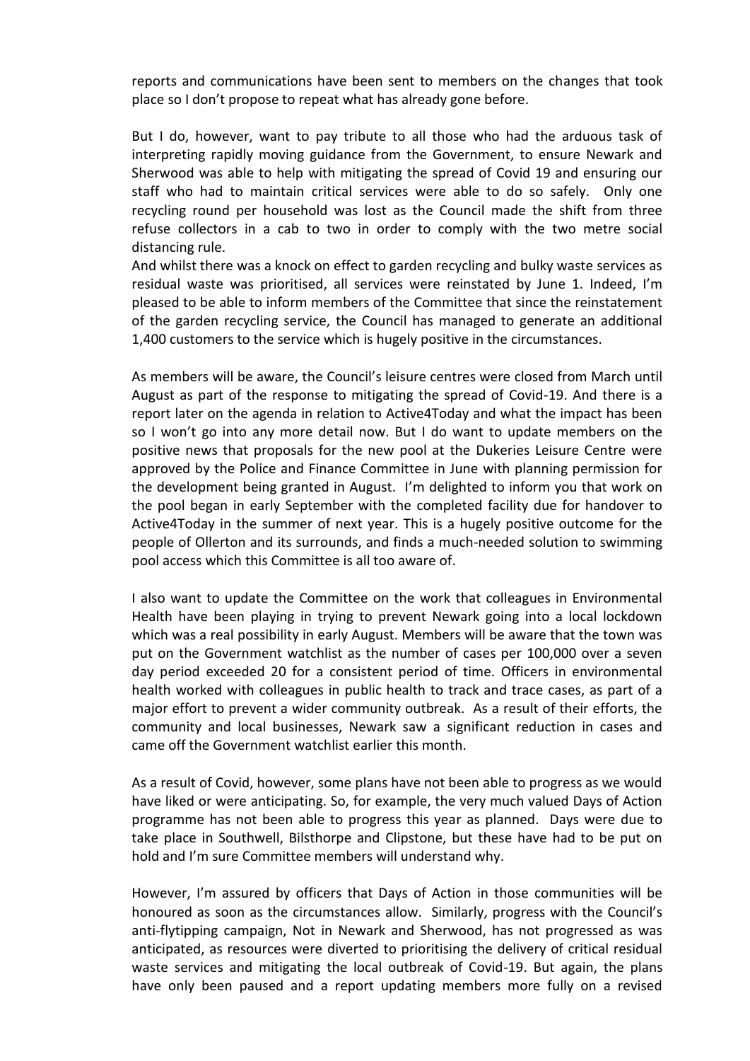reports and communications have been sent to members on the changes that took place so I don't propose to repeat what has already gone before.

But I do, however, want to pay tribute to all those who had the arduous task of interpreting rapidly moving guidance from the Government, to ensure Newark and Sherwood was able to help with mitigating the spread of Covid 19 and ensuring our staff who had to maintain critical services were able to do so safely. Only one recycling round per household was lost as the Council made the shift from three refuse collectors in a cab to two in order to comply with the two metre social distancing rule.

And whilst there was a knock on effect to garden recycling and bulky waste services as residual waste was prioritised, all services were reinstated by June 1. Indeed, I'm pleased to be able to inform members of the Committee that since the reinstatement of the garden recycling service, the Council has managed to generate an additional 1,400 customers to the service which is hugely positive in the circumstances.

As members will be aware, the Council's leisure centres were closed from March until August as part of the response to mitigating the spread of Covid-19. And there is a report later on the agenda in relation to Active4Today and what the impact has been so I won't go into any more detail now. But I do want to update members on the positive news that proposals for the new pool at the Dukeries Leisure Centre were approved by the Police and Finance Committee in June with planning permission for the development being granted in August. I'm delighted to inform you that work on the pool began in early September with the completed facility due for handover to Active4Today in the summer of next year. This is a hugely positive outcome for the people of Ollerton and its surrounds, and finds a much-needed solution to swimming pool access which this Committee is all too aware of.

I also want to update the Committee on the work that colleagues in Environmental Health have been playing in trying to prevent Newark going into a local lockdown which was a real possibility in early August. Members will be aware that the town was put on the Government watchlist as the number of cases per 100,000 over a seven day period exceeded 20 for a consistent period of time. Officers in environmental health worked with colleagues in public health to track and trace cases, as part of a major effort to prevent a wider community outbreak. As a result of their efforts, the community and local businesses, Newark saw a significant reduction in cases and came off the Government watchlist earlier this month.

As a result of Covid, however, some plans have not been able to progress as we would have liked or were anticipating. So, for example, the very much valued Days of Action programme has not been able to progress this year as planned. Days were due to take place in Southwell, Bilsthorpe and Clipstone, but these have had to be put on hold and I'm sure Committee members will understand why.

However, I'm assured by officers that Days of Action in those communities will be honoured as soon as the circumstances allow. Similarly, progress with the Council's anti-flytipping campaign, Not in Newark and Sherwood, has not progressed as was anticipated, as resources were diverted to prioritising the delivery of critical residual waste services and mitigating the local outbreak of Covid-19. But again, the plans have only been paused and a report updating members more fully on a revised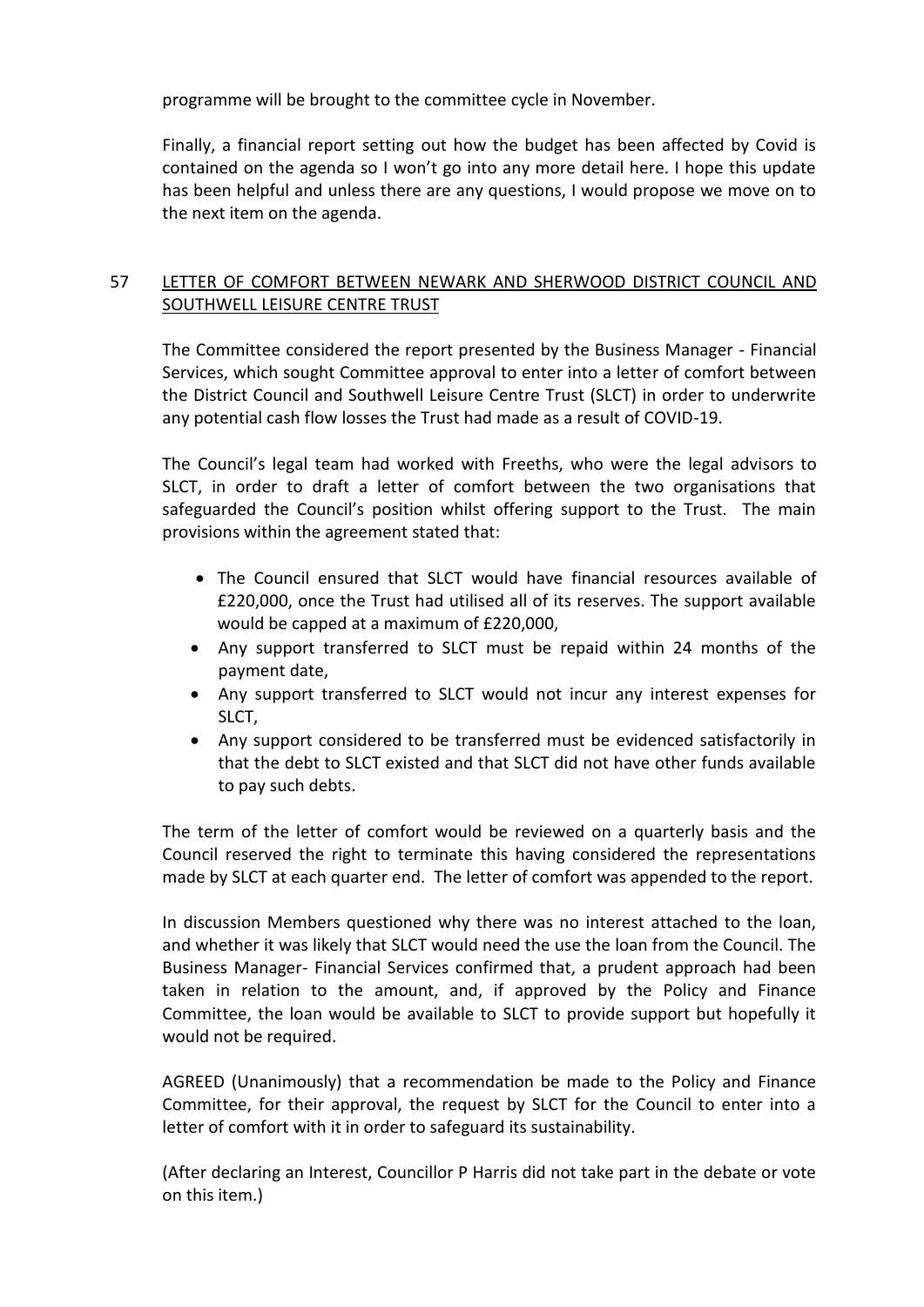programme will be brought to the committee cycle in November.

Finally, a financial report setting out how the budget has been affected by Covid is contained on the agenda so I won't go into any more detail here. I hope this update has been helpful and unless there are any questions, I would propose we move on to the next item on the agenda.

## 57 LETTER OF COMFORT BETWEEN NEWARK AND SHERWOOD DISTRICT COUNCIL AND SOUTHWELL LEISURE CENTRE TRUST

The Committee considered the report presented by the Business Manager - Financial Services, which sought Committee approval to enter into a letter of comfort between the District Council and Southwell Leisure Centre Trust (SLCT) in order to underwrite any potential cash flow losses the Trust had made as a result of COVID-19.

The Council's legal team had worked with Freeths, who were the legal advisors to SLCT, in order to draft a letter of comfort between the two organisations that safeguarded the Council's position whilst offering support to the Trust. The main provisions within the agreement stated that:

- The Council ensured that SLCT would have financial resources available of £220,000, once the Trust had utilised all of its reserves. The support available would be capped at a maximum of £220,000,
- Any support transferred to SLCT must be repaid within 24 months of the payment date,
- Any support transferred to SLCT would not incur any interest expenses for SLCT,
- Any support considered to be transferred must be evidenced satisfactorily in that the debt to SLCT existed and that SLCT did not have other funds available to pay such debts.

The term of the letter of comfort would be reviewed on a quarterly basis and the Council reserved the right to terminate this having considered the representations made by SLCT at each quarter end. The letter of comfort was appended to the report.

In discussion Members questioned why there was no interest attached to the loan, and whether it was likely that SLCT would need the use the loan from the Council. The Business Manager- Financial Services confirmed that, a prudent approach had been taken in relation to the amount, and, if approved by the Policy and Finance Committee, the loan would be available to SLCT to provide support but hopefully it would not be required.

AGREED (Unanimously) that a recommendation be made to the Policy and Finance Committee, for their approval, the request by SLCT for the Council to enter into a letter of comfort with it in order to safeguard its sustainability.

(After declaring an Interest, Councillor P Harris did not take part in the debate or vote on this item.)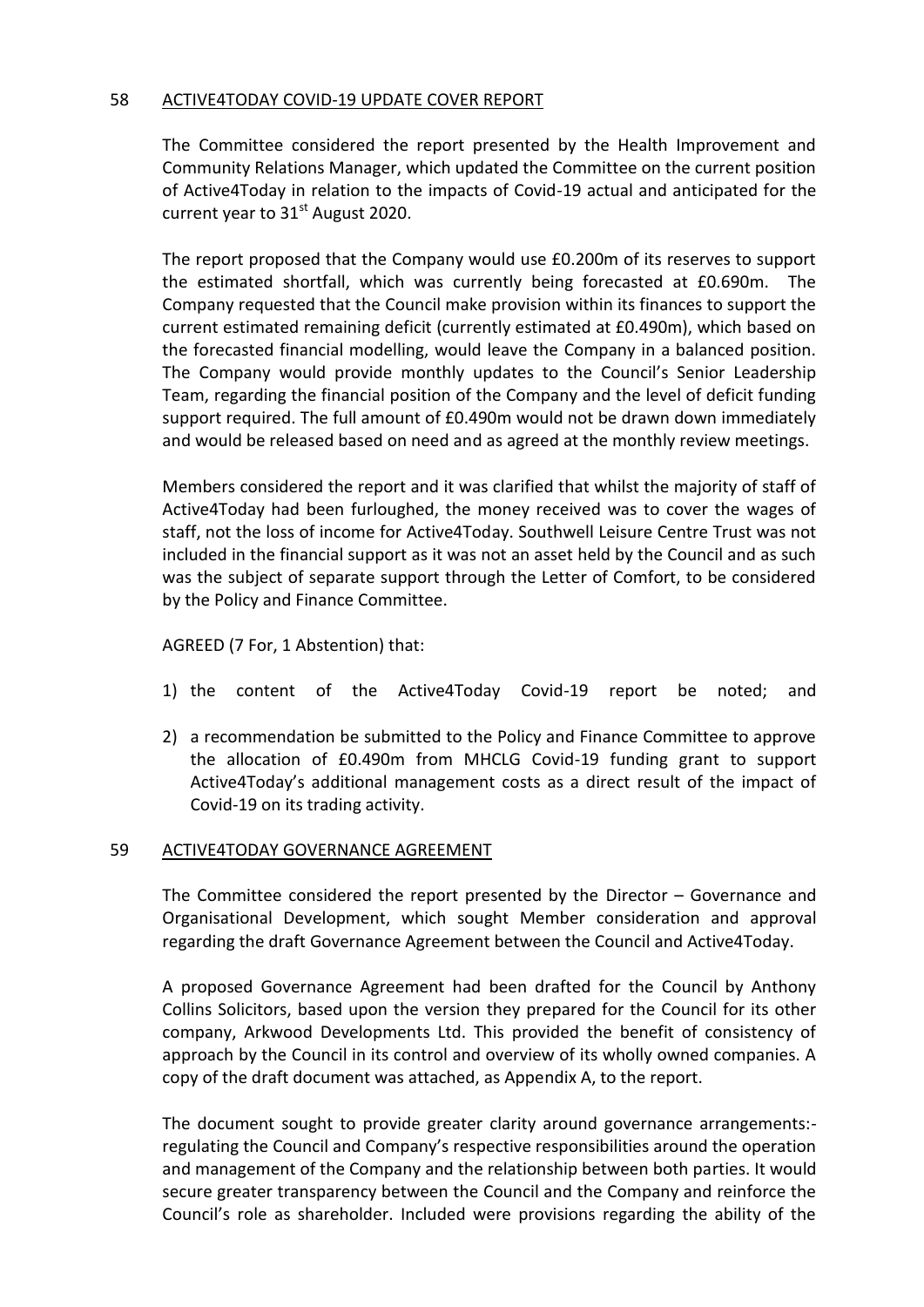## 58 ACTIVE4TODAY COVID-19 UPDATE COVER REPORT

The Committee considered the report presented by the Health Improvement and Community Relations Manager, which updated the Committee on the current position of Active4Today in relation to the impacts of Covid-19 actual and anticipated for the current year to 31st August 2020.

The report proposed that the Company would use £0.200m of its reserves to support the estimated shortfall, which was currently being forecasted at £0.690m. The Company requested that the Council make provision within its finances to support the current estimated remaining deficit (currently estimated at £0.490m), which based on the forecasted financial modelling, would leave the Company in a balanced position. The Company would provide monthly updates to the Council's Senior Leadership Team, regarding the financial position of the Company and the level of deficit funding support required. The full amount of £0.490m would not be drawn down immediately and would be released based on need and as agreed at the monthly review meetings.

Members considered the report and it was clarified that whilst the majority of staff of Active4Today had been furloughed, the money received was to cover the wages of staff, not the loss of income for Active4Today. Southwell Leisure Centre Trust was not included in the financial support as it was not an asset held by the Council and as such was the subject of separate support through the Letter of Comfort, to be considered by the Policy and Finance Committee.

AGREED (7 For, 1 Abstention) that:

1) the content of the Active4Today Covid-19 report be noted; and
2) a recommendation be submitted to the Policy and Finance Committee to approve the allocation of £0.490m from MHCLG Covid-19 funding grant to support Active4Today's additional management costs as a direct result of the impact of Covid-19 on its trading activity.

## 59 ACTIVE4TODAY GOVERNANCE AGREEMENT

The Committee considered the report presented by the Director – Governance and Organisational Development, which sought Member consideration and approval regarding the draft Governance Agreement between the Council and Active4Today.

A proposed Governance Agreement had been drafted for the Council by Anthony Collins Solicitors, based upon the version they prepared for the Council for its other company, Arkwood Developments Ltd. This provided the benefit of consistency of approach by the Council in its control and overview of its wholly owned companies. A copy of the draft document was attached, as Appendix A, to the report.

The document sought to provide greater clarity around governance arrangements:- regulating the Council and Company's respective responsibilities around the operation and management of the Company and the relationship between both parties. It would secure greater transparency between the Council and the Company and reinforce the Council's role as shareholder. Included were provisions regarding the ability of the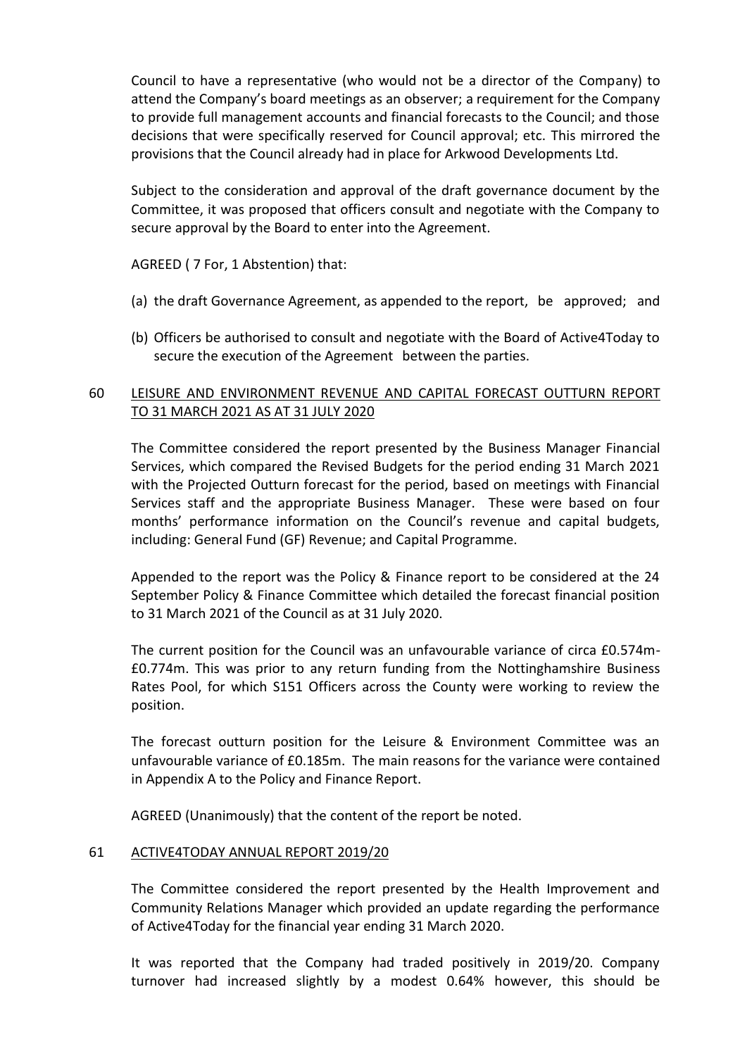Council to have a representative (who would not be a director of the Company) to attend the Company's board meetings as an observer; a requirement for the Company to provide full management accounts and financial forecasts to the Council; and those decisions that were specifically reserved for Council approval; etc. This mirrored the provisions that the Council already had in place for Arkwood Developments Ltd.

Subject to the consideration and approval of the draft governance document by the Committee, it was proposed that officers consult and negotiate with the Company to secure approval by the Board to enter into the Agreement.

AGREED ( 7 For, 1 Abstention) that:

(a) the draft Governance Agreement, as appended to the report, be approved; and

(b) Officers be authorised to consult and negotiate with the Board of Active4Today to secure the execution of the Agreement between the parties.

## 60 LEISURE AND ENVIRONMENT REVENUE AND CAPITAL FORECAST OUTTURN REPORT TO 31 MARCH 2021 AS AT 31 JULY 2020

The Committee considered the report presented by the Business Manager Financial Services, which compared the Revised Budgets for the period ending 31 March 2021 with the Projected Outturn forecast for the period, based on meetings with Financial Services staff and the appropriate Business Manager. These were based on four months' performance information on the Council's revenue and capital budgets, including: General Fund (GF) Revenue; and Capital Programme.

Appended to the report was the Policy & Finance report to be considered at the 24 September Policy & Finance Committee which detailed the forecast financial position to 31 March 2021 of the Council as at 31 July 2020.

The current position for the Council was an unfavourable variance of circa £0.574m-£0.774m. This was prior to any return funding from the Nottinghamshire Business Rates Pool, for which S151 Officers across the County were working to review the position.

The forecast outturn position for the Leisure & Environment Committee was an unfavourable variance of £0.185m. The main reasons for the variance were contained in Appendix A to the Policy and Finance Report.

AGREED (Unanimously) that the content of the report be noted.

## 61 ACTIVE4TODAY ANNUAL REPORT 2019/20

The Committee considered the report presented by the Health Improvement and Community Relations Manager which provided an update regarding the performance of Active4Today for the financial year ending 31 March 2020.

It was reported that the Company had traded positively in 2019/20. Company turnover had increased slightly by a modest 0.64% however, this should be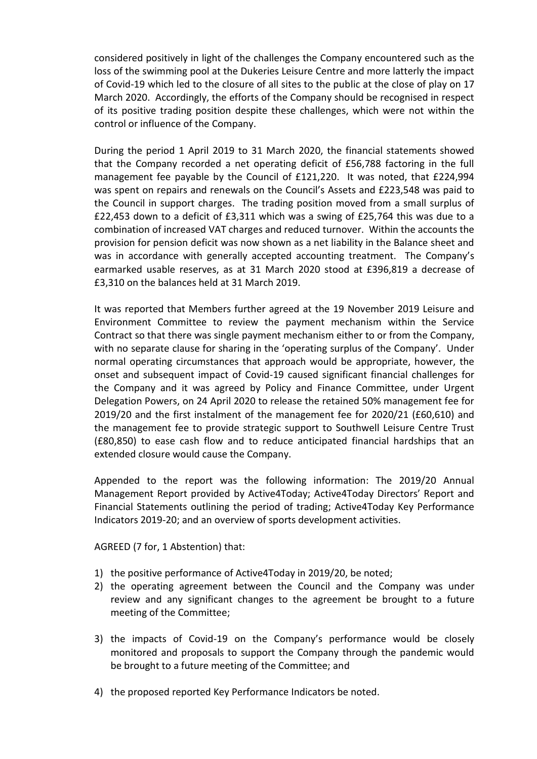considered positively in light of the challenges the Company encountered such as the loss of the swimming pool at the Dukeries Leisure Centre and more latterly the impact of Covid-19 which led to the closure of all sites to the public at the close of play on 17 March 2020. Accordingly, the efforts of the Company should be recognised in respect of its positive trading position despite these challenges, which were not within the control or influence of the Company.

During the period 1 April 2019 to 31 March 2020, the financial statements showed that the Company recorded a net operating deficit of £56,788 factoring in the full management fee payable by the Council of £121,220. It was noted, that £224,994 was spent on repairs and renewals on the Council's Assets and £223,548 was paid to the Council in support charges. The trading position moved from a small surplus of £22,453 down to a deficit of £3,311 which was a swing of £25,764 this was due to a combination of increased VAT charges and reduced turnover. Within the accounts the provision for pension deficit was now shown as a net liability in the Balance sheet and was in accordance with generally accepted accounting treatment. The Company's earmarked usable reserves, as at 31 March 2020 stood at £396,819 a decrease of £3,310 on the balances held at 31 March 2019.

It was reported that Members further agreed at the 19 November 2019 Leisure and Environment Committee to review the payment mechanism within the Service Contract so that there was single payment mechanism either to or from the Company, with no separate clause for sharing in the 'operating surplus of the Company'. Under normal operating circumstances that approach would be appropriate, however, the onset and subsequent impact of Covid-19 caused significant financial challenges for the Company and it was agreed by Policy and Finance Committee, under Urgent Delegation Powers, on 24 April 2020 to release the retained 50% management fee for 2019/20 and the first instalment of the management fee for 2020/21 (£60,610) and the management fee to provide strategic support to Southwell Leisure Centre Trust (£80,850) to ease cash flow and to reduce anticipated financial hardships that an extended closure would cause the Company.

Appended to the report was the following information: The 2019/20 Annual Management Report provided by Active4Today; Active4Today Directors' Report and Financial Statements outlining the period of trading; Active4Today Key Performance Indicators 2019-20; and an overview of sports development activities.

AGREED (7 for, 1 Abstention) that:

1) the positive performance of Active4Today in 2019/20, be noted;
2) the operating agreement between the Council and the Company was under review and any significant changes to the agreement be brought to a future meeting of the Committee;
3) the impacts of Covid-19 on the Company's performance would be closely monitored and proposals to support the Company through the pandemic would be brought to a future meeting of the Committee; and
4) the proposed reported Key Performance Indicators be noted.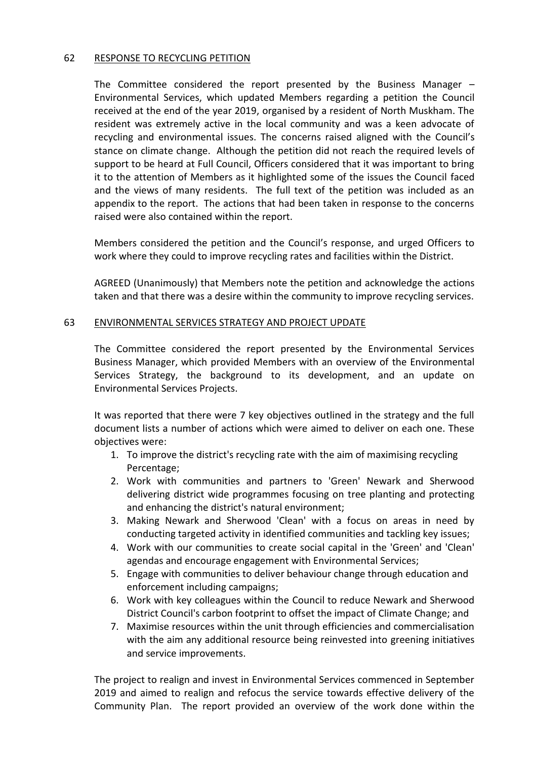## 62 RESPONSE TO RECYCLING PETITION

The Committee considered the report presented by the Business Manager – Environmental Services, which updated Members regarding a petition the Council received at the end of the year 2019, organised by a resident of North Muskham. The resident was extremely active in the local community and was a keen advocate of recycling and environmental issues. The concerns raised aligned with the Council's stance on climate change. Although the petition did not reach the required levels of support to be heard at Full Council, Officers considered that it was important to bring it to the attention of Members as it highlighted some of the issues the Council faced and the views of many residents. The full text of the petition was included as an appendix to the report. The actions that had been taken in response to the concerns raised were also contained within the report.

Members considered the petition and the Council's response, and urged Officers to work where they could to improve recycling rates and facilities within the District.

AGREED (Unanimously) that Members note the petition and acknowledge the actions taken and that there was a desire within the community to improve recycling services.

## 63 ENVIRONMENTAL SERVICES STRATEGY AND PROJECT UPDATE

The Committee considered the report presented by the Environmental Services Business Manager, which provided Members with an overview of the Environmental Services Strategy, the background to its development, and an update on Environmental Services Projects.

It was reported that there were 7 key objectives outlined in the strategy and the full document lists a number of actions which were aimed to deliver on each one. These objectives were:

1. To improve the district's recycling rate with the aim of maximising recycling Percentage;
2. Work with communities and partners to 'Green' Newark and Sherwood delivering district wide programmes focusing on tree planting and protecting and enhancing the district's natural environment;
3. Making Newark and Sherwood 'Clean' with a focus on areas in need by conducting targeted activity in identified communities and tackling key issues;
4. Work with our communities to create social capital in the 'Green' and 'Clean' agendas and encourage engagement with Environmental Services;
5. Engage with communities to deliver behaviour change through education and enforcement including campaigns;
6. Work with key colleagues within the Council to reduce Newark and Sherwood District Council's carbon footprint to offset the impact of Climate Change; and
7. Maximise resources within the unit through efficiencies and commercialisation with the aim any additional resource being reinvested into greening initiatives and service improvements.

The project to realign and invest in Environmental Services commenced in September 2019 and aimed to realign and refocus the service towards effective delivery of the Community Plan. The report provided an overview of the work done within the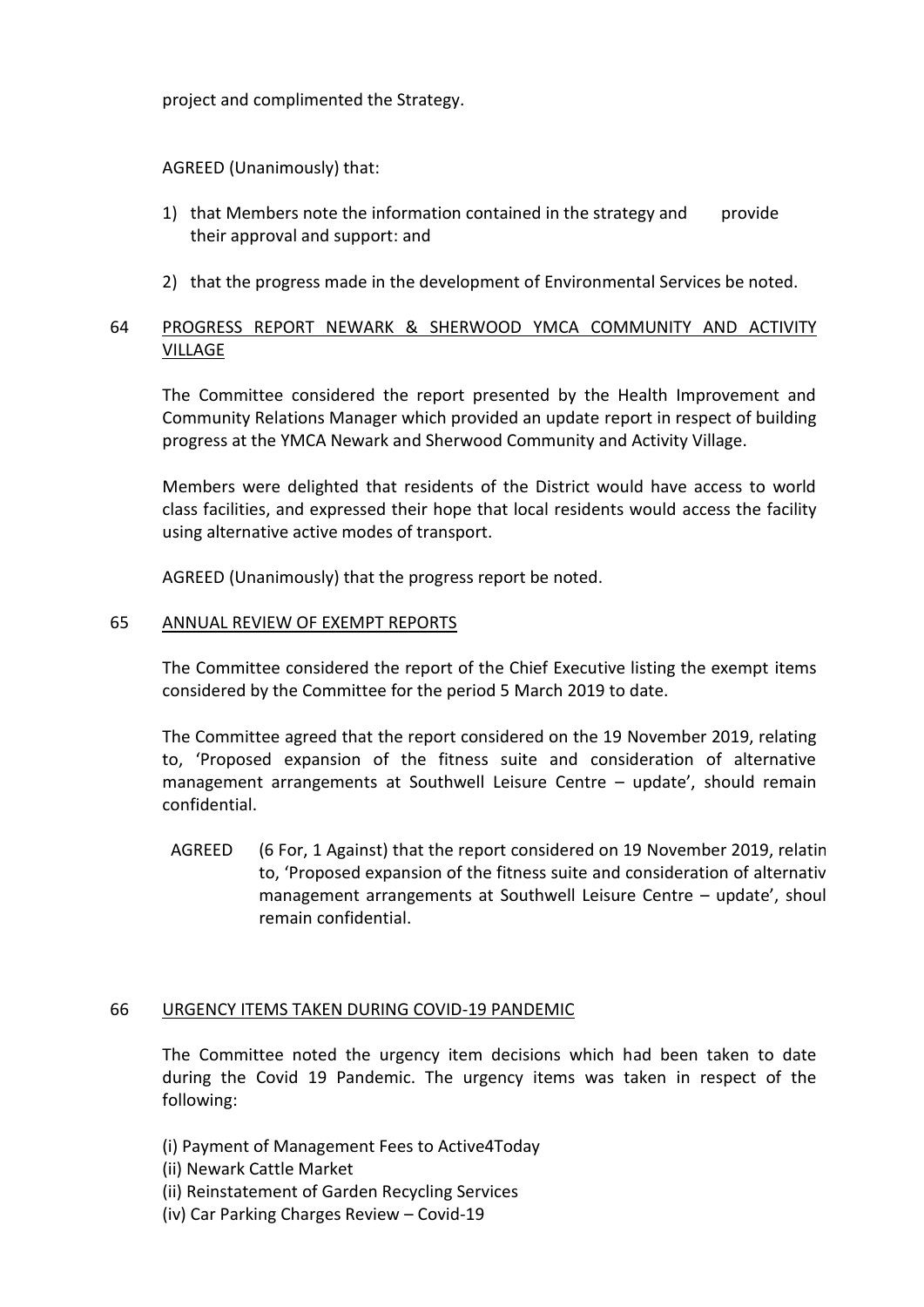project and complimented the Strategy.

AGREED (Unanimously) that:

1) that Members note the information contained in the strategy and provide their approval and support: and

2) that the progress made in the development of Environmental Services be noted.

64 PROGRESS REPORT NEWARK & SHERWOOD YMCA COMMUNITY AND ACTIVITY VILLAGE

The Committee considered the report presented by the Health Improvement and Community Relations Manager which provided an update report in respect of building progress at the YMCA Newark and Sherwood Community and Activity Village.

Members were delighted that residents of the District would have access to world class facilities, and expressed their hope that local residents would access the facility using alternative active modes of transport.

AGREED (Unanimously) that the progress report be noted.

65 ANNUAL REVIEW OF EXEMPT REPORTS

The Committee considered the report of the Chief Executive listing the exempt items considered by the Committee for the period 5 March 2019 to date.

The Committee agreed that the report considered on the 19 November 2019, relating to, 'Proposed expansion of the fitness suite and consideration of alternative management arrangements at Southwell Leisure Centre – update', should remain confidential.

AGREED (6 For, 1 Against) that the report considered on 19 November 2019, relatin to, 'Proposed expansion of the fitness suite and consideration of alternativ management arrangements at Southwell Leisure Centre – update', shoul remain confidential.

66 URGENCY ITEMS TAKEN DURING COVID-19 PANDEMIC

The Committee noted the urgency item decisions which had been taken to date during the Covid 19 Pandemic. The urgency items was taken in respect of the following:

(i) Payment of Management Fees to Active4Today
(ii) Newark Cattle Market
(ii) Reinstatement of Garden Recycling Services
(iv) Car Parking Charges Review – Covid-19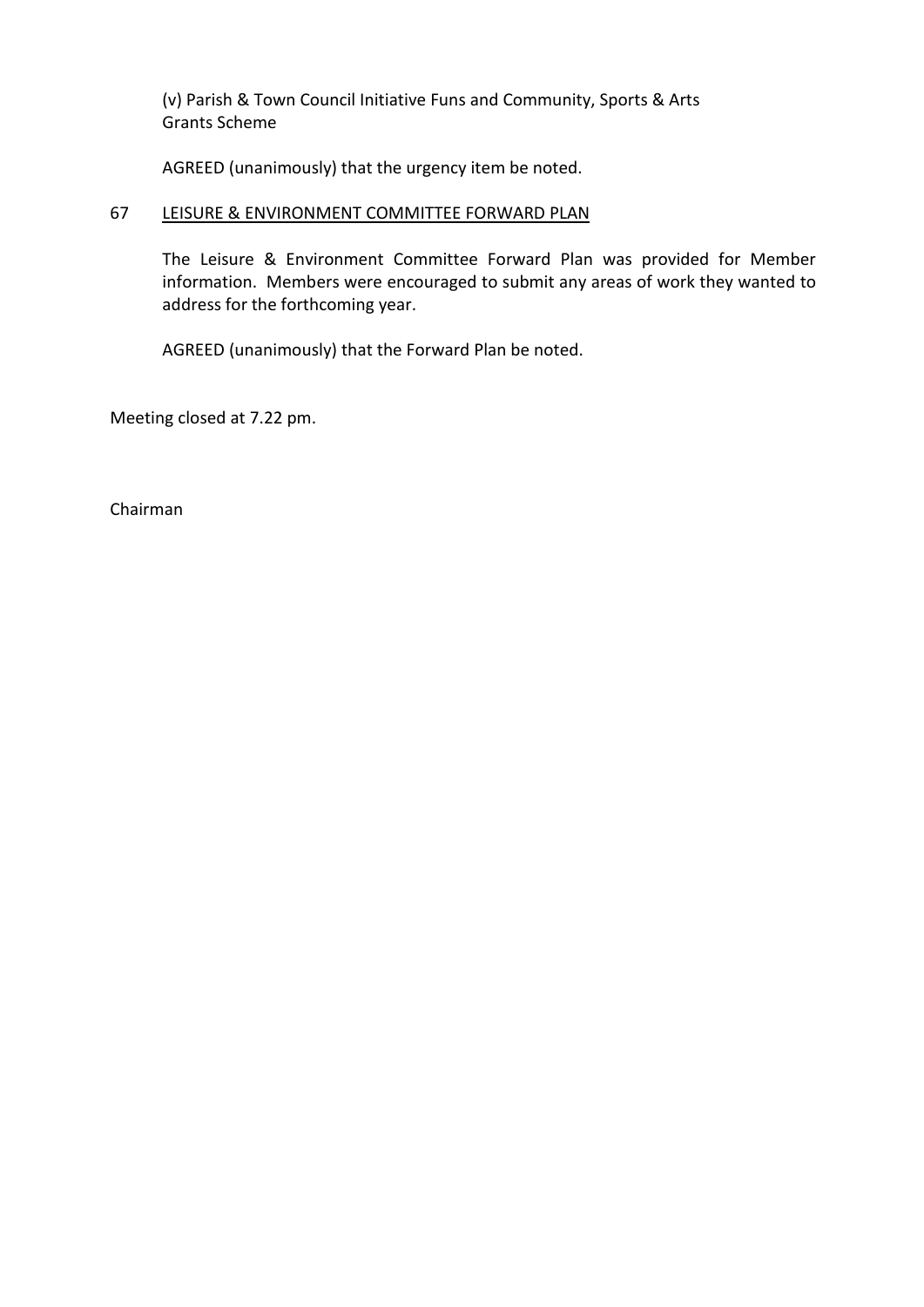(v) Parish & Town Council Initiative Funs and Community, Sports & Arts Grants Scheme

AGREED (unanimously) that the urgency item be noted.

## 67 LEISURE & ENVIRONMENT COMMITTEE FORWARD PLAN

The Leisure & Environment Committee Forward Plan was provided for Member information. Members were encouraged to submit any areas of work they wanted to address for the forthcoming year.

AGREED (unanimously) that the Forward Plan be noted.

Meeting closed at 7.22 pm.

Chairman